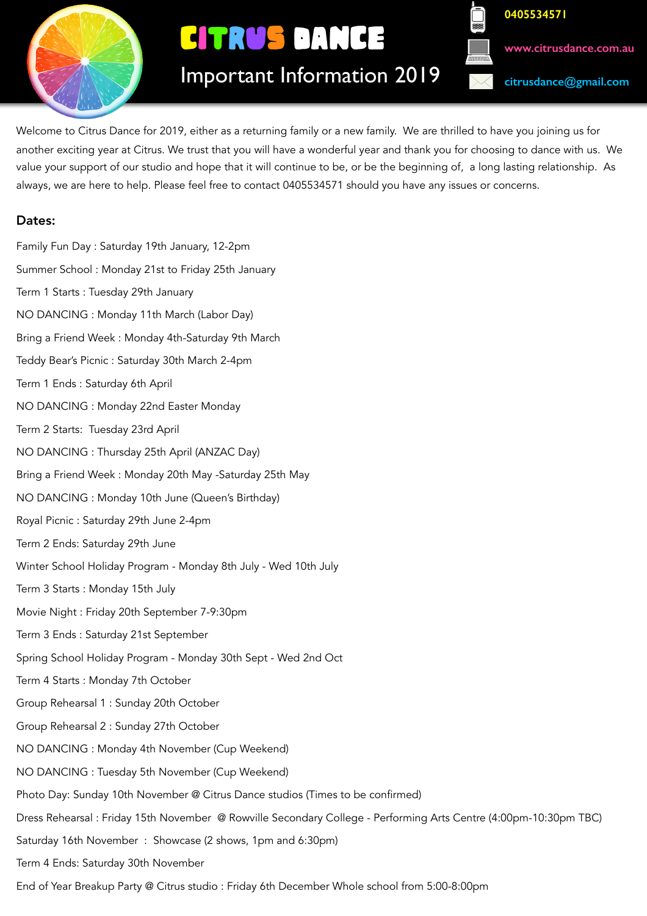# CITRUS DANCE

## Important Information 2019

0405534571

www.citrusdance.com.au

citrusdance@gmail.com

Welcome to Citrus Dance for 2019, either as a returning family or a new family. We are thrilled to have you joining us for another exciting year at Citrus. We trust that you will have a wonderful year and thank you for choosing to dance with us. We value your support of our studio and hope that it will continue to be, or be the beginning of, a long lasting relationship. As always, we are here to help. Please feel free to contact 0405534571 should you have any issues or concerns.

### Dates:

Family Fun Day : Saturday 19th January, 12-2pm

Summer School : Monday 21st to Friday 25th January

Term 1 Starts : Tuesday 29th January

NO DANCING : Monday 11th March (Labor Day)

Bring a Friend Week : Monday 4th-Saturday 9th March

Teddy Bear's Picnic : Saturday 30th March 2-4pm

Term 1 Ends : Saturday 6th April

NO DANCING : Monday 22nd Easter Monday

Term 2 Starts: Tuesday 23rd April

NO DANCING : Thursday 25th April (ANZAC Day)

Bring a Friend Week : Monday 20th May -Saturday 25th May

NO DANCING : Monday 10th June (Queen's Birthday)

Royal Picnic : Saturday 29th June 2-4pm

Term 2 Ends: Saturday 29th June

Winter School Holiday Program - Monday 8th July - Wed 10th July

Term 3 Starts : Monday 15th July

Movie Night : Friday 20th September 7-9:30pm

Term 3 Ends : Saturday 21st September

Spring School Holiday Program - Monday 30th Sept - Wed 2nd Oct

Term 4 Starts : Monday 7th October

Group Rehearsal 1 : Sunday 20th October

Group Rehearsal 2 : Sunday 27th October

NO DANCING : Monday 4th November (Cup Weekend)

NO DANCING : Tuesday 5th November (Cup Weekend)

Photo Day: Sunday 10th November @ Citrus Dance studios (Times to be confirmed)

Dress Rehearsal : Friday 15th November @ Rowville Secondary College - Performing Arts Centre (4:00pm-10:30pm TBC)

Saturday 16th November : Showcase (2 shows, 1pm and 6:30pm)

Term 4 Ends: Saturday 30th November

End of Year Breakup Party @ Citrus studio : Friday 6th December Whole school from 5:00-8:00pm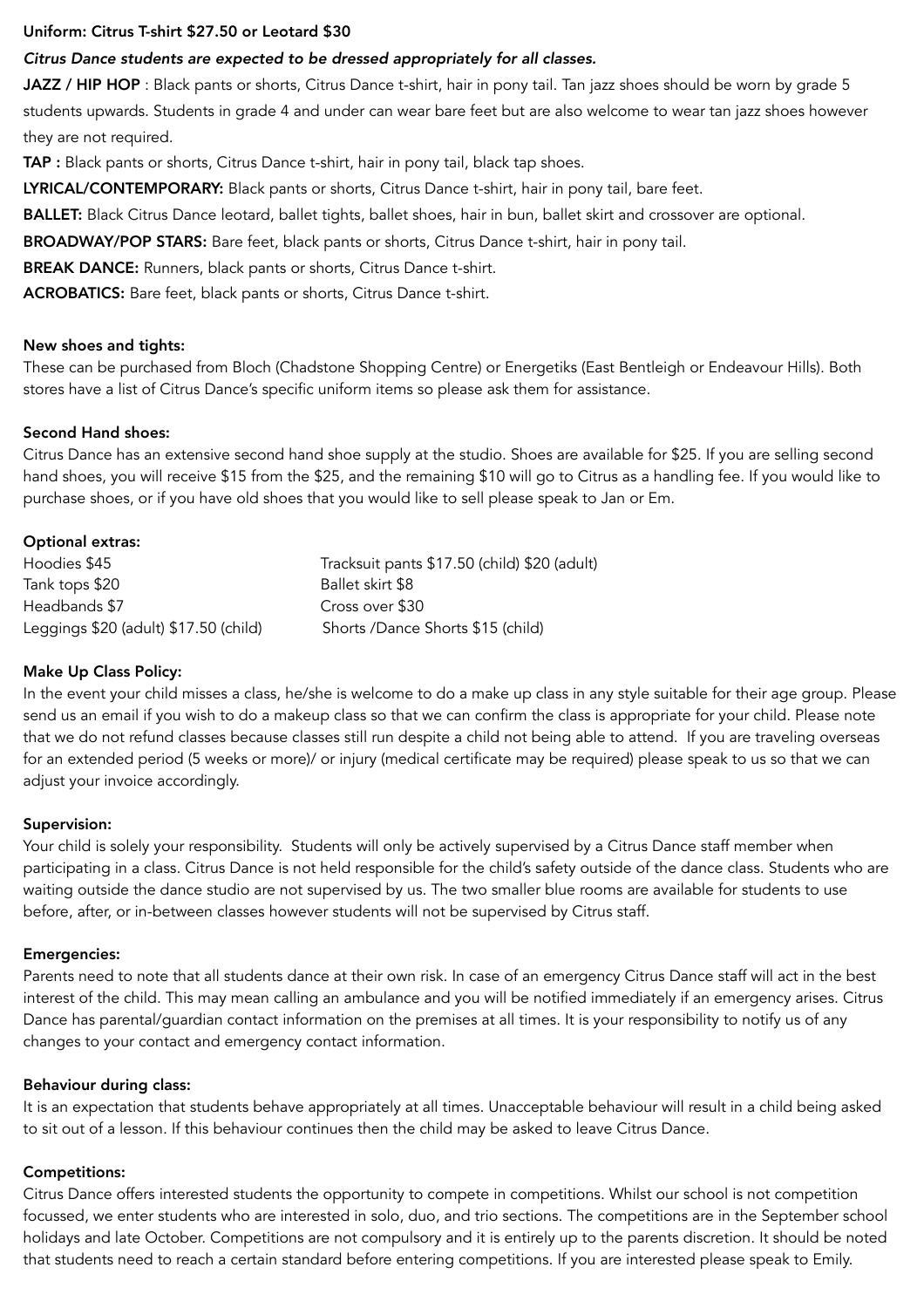**Uniform: Citrus T-shirt $27.50 or Leotard $30**

***Citrus Dance students are expected to be dressed appropriately for all classes.***

**JAZZ / HIP HOP** : Black pants or shorts, Citrus Dance t-shirt, hair in pony tail. Tan jazz shoes should be worn by grade 5 students upwards. Students in grade 4 and under can wear bare feet but are also welcome to wear tan jazz shoes however they are not required.

**TAP :** Black pants or shorts, Citrus Dance t-shirt, hair in pony tail, black tap shoes.

**LYRICAL/CONTEMPORARY:** Black pants or shorts, Citrus Dance t-shirt, hair in pony tail, bare feet.

**BALLET:** Black Citrus Dance leotard, ballet tights, ballet shoes, hair in bun, ballet skirt and crossover are optional.

**BROADWAY/POP STARS:** Bare feet, black pants or shorts, Citrus Dance t-shirt, hair in pony tail.

**BREAK DANCE:** Runners, black pants or shorts, Citrus Dance t-shirt.

**ACROBATICS:** Bare feet, black pants or shorts, Citrus Dance t-shirt.

**New shoes and tights:**

These can be purchased from Bloch (Chadstone Shopping Centre) or Energetiks (East Bentleigh or Endeavour Hills). Both stores have a list of Citrus Dance's specific uniform items so please ask them for assistance.

**Second Hand shoes:**

Citrus Dance has an extensive second hand shoe supply at the studio. Shoes are available for $25. If you are selling second hand shoes, you will receive $15 from the $25, and the remaining $10 will go to Citrus as a handling fee. If you would like to purchase shoes, or if you have old shoes that you would like to sell please speak to Jan or Em.

**Optional extras:**

Hoodies $45
Tank tops $20
Headbands $7
Leggings $20 (adult) $17.50 (child)
Tracksuit pants $17.50 (child) $20 (adult)
Ballet skirt $8
Cross over $30
Shorts /Dance Shorts $15 (child)

**Make Up Class Policy:**

In the event your child misses a class, he/she is welcome to do a make up class in any style suitable for their age group. Please send us an email if you wish to do a makeup class so that we can confirm the class is appropriate for your child. Please note that we do not refund classes because classes still run despite a child not being able to attend. If you are traveling overseas for an extended period (5 weeks or more)/ or injury (medical certificate may be required) please speak to us so that we can adjust your invoice accordingly.

**Supervision:**

Your child is solely your responsibility. Students will only be actively supervised by a Citrus Dance staff member when participating in a class. Citrus Dance is not held responsible for the child's safety outside of the dance class. Students who are waiting outside the dance studio are not supervised by us. The two smaller blue rooms are available for students to use before, after, or in-between classes however students will not be supervised by Citrus staff.

**Emergencies:**

Parents need to note that all students dance at their own risk. In case of an emergency Citrus Dance staff will act in the best interest of the child. This may mean calling an ambulance and you will be notified immediately if an emergency arises. Citrus Dance has parental/guardian contact information on the premises at all times. It is your responsibility to notify us of any changes to your contact and emergency contact information.

**Behaviour during class:**

It is an expectation that students behave appropriately at all times. Unacceptable behaviour will result in a child being asked to sit out of a lesson. If this behaviour continues then the child may be asked to leave Citrus Dance.

**Competitions:**

Citrus Dance offers interested students the opportunity to compete in competitions. Whilst our school is not competition focussed, we enter students who are interested in solo, duo, and trio sections. The competitions are in the September school holidays and late October. Competitions are not compulsory and it is entirely up to the parents discretion. It should be noted that students need to reach a certain standard before entering competitions. If you are interested please speak to Emily.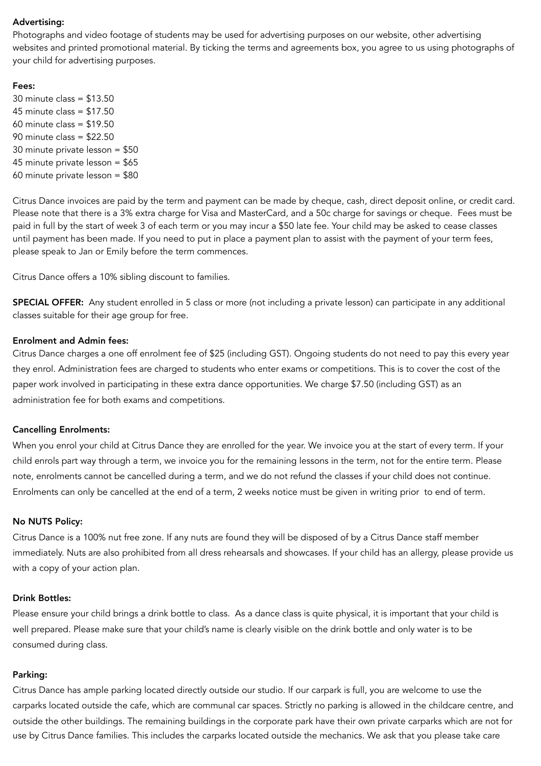**Advertising:**
Photographs and video footage of students may be used for advertising purposes on our website, other advertising websites and printed promotional material. By ticking the terms and agreements box, you agree to us using photographs of your child for advertising purposes.

**Fees:**
30 minute class = $13.50
45 minute class = $17.50
60 minute class = $19.50
90 minute class = $22.50
30 minute private lesson = $50
45 minute private lesson = $65
60 minute private lesson = $80

Citrus Dance invoices are paid by the term and payment can be made by cheque, cash, direct deposit online, or credit card. Please note that there is a 3% extra charge for Visa and MasterCard, and a 50c charge for savings or cheque. Fees must be paid in full by the start of week 3 of each term or you may incur a $50 late fee. Your child may be asked to cease classes until payment has been made. If you need to put in place a payment plan to assist with the payment of your term fees, please speak to Jan or Emily before the term commences.

Citrus Dance offers a 10% sibling discount to families.

**SPECIAL OFFER:** Any student enrolled in 5 class or more (not including a private lesson) can participate in any additional classes suitable for their age group for free.

**Enrolment and Admin fees:**
Citrus Dance charges a one off enrolment fee of $25 (including GST). Ongoing students do not need to pay this every year they enrol. Administration fees are charged to students who enter exams or competitions. This is to cover the cost of the paper work involved in participating in these extra dance opportunities. We charge $7.50 (including GST) as an administration fee for both exams and competitions.

**Cancelling Enrolments:**
When you enrol your child at Citrus Dance they are enrolled for the year. We invoice you at the start of every term. If your child enrols part way through a term, we invoice you for the remaining lessons in the term, not for the entire term. Please note, enrolments cannot be cancelled during a term, and we do not refund the classes if your child does not continue. Enrolments can only be cancelled at the end of a term, 2 weeks notice must be given in writing prior to end of term.

**No NUTS Policy:**
Citrus Dance is a 100% nut free zone. If any nuts are found they will be disposed of by a Citrus Dance staff member immediately. Nuts are also prohibited from all dress rehearsals and showcases. If your child has an allergy, please provide us with a copy of your action plan.

**Drink Bottles:**
Please ensure your child brings a drink bottle to class. As a dance class is quite physical, it is important that your child is well prepared. Please make sure that your child's name is clearly visible on the drink bottle and only water is to be consumed during class.

**Parking:**
Citrus Dance has ample parking located directly outside our studio. If our carpark is full, you are welcome to use the carparks located outside the cafe, which are communal car spaces. Strictly no parking is allowed in the childcare centre, and outside the other buildings. The remaining buildings in the corporate park have their own private carparks which are not for use by Citrus Dance families. This includes the carparks located outside the mechanics. We ask that you please take care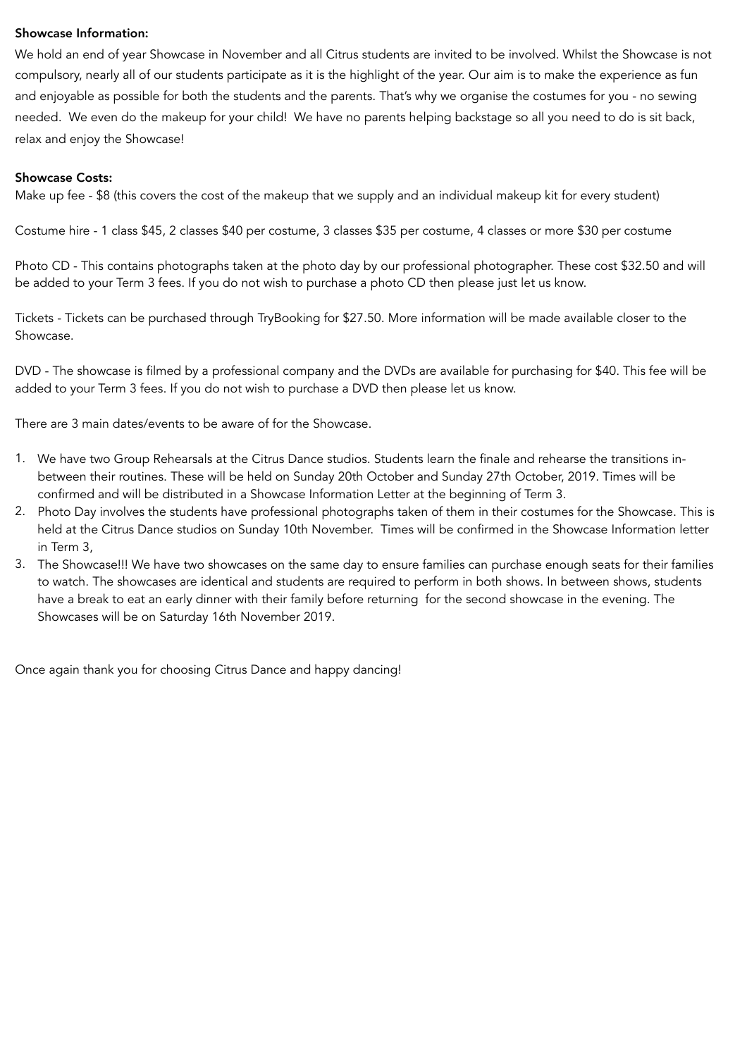**Showcase Information:**

We hold an end of year Showcase in November and all Citrus students are invited to be involved. Whilst the Showcase is not compulsory, nearly all of our students participate as it is the highlight of the year. Our aim is to make the experience as fun and enjoyable as possible for both the students and the parents. That's why we organise the costumes for you - no sewing needed. We even do the makeup for your child! We have no parents helping backstage so all you need to do is sit back, relax and enjoy the Showcase!

**Showcase Costs:**

Make up fee - $8 (this covers the cost of the makeup that we supply and an individual makeup kit for every student)

Costume hire - 1 class $45, 2 classes $40 per costume, 3 classes $35 per costume, 4 classes or more $30 per costume

Photo CD - This contains photographs taken at the photo day by our professional photographer. These cost $32.50 and will be added to your Term 3 fees. If you do not wish to purchase a photo CD then please just let us know.

Tickets - Tickets can be purchased through TryBooking for $27.50. More information will be made available closer to the Showcase.

DVD - The showcase is filmed by a professional company and the DVDs are available for purchasing for $40. This fee will be added to your Term 3 fees. If you do not wish to purchase a DVD then please let us know.

There are 3 main dates/events to be aware of for the Showcase.

1. We have two Group Rehearsals at the Citrus Dance studios. Students learn the finale and rehearse the transitions in-between their routines. These will be held on Sunday 20th October and Sunday 27th October, 2019. Times will be confirmed and will be distributed in a Showcase Information Letter at the beginning of Term 3.
2. Photo Day involves the students have professional photographs taken of them in their costumes for the Showcase. This is held at the Citrus Dance studios on Sunday 10th November. Times will be confirmed in the Showcase Information letter in Term 3,
3. The Showcase!!! We have two showcases on the same day to ensure families can purchase enough seats for their families to watch. The showcases are identical and students are required to perform in both shows. In between shows, students have a break to eat an early dinner with their family before returning for the second showcase in the evening. The Showcases will be on Saturday 16th November 2019.

Once again thank you for choosing Citrus Dance and happy dancing!